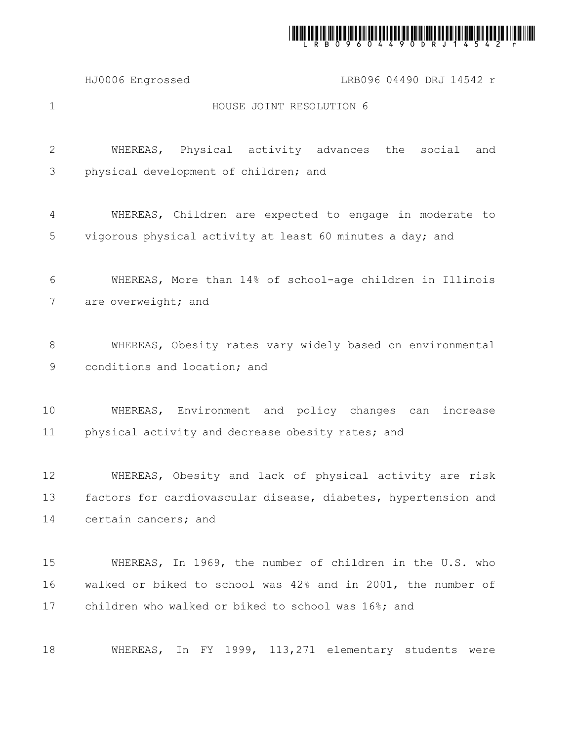# HOUSE JOINT RESOLUTION 6

WHEREAS, Physical activity advances the social and physical development of children; and

WHEREAS, Children are expected to engage in moderate to vigorous physical activity at least 60 minutes a day; and

WHEREAS, More than 14% of school-age children in Illinois are overweight; and

WHEREAS, Obesity rates vary widely based on environmental conditions and location; and

WHEREAS, Environment and policy changes can increase physical activity and decrease obesity rates; and

WHEREAS, Obesity and lack of physical activity are risk factors for cardiovascular disease, diabetes, hypertension and certain cancers; and

WHEREAS, In 1969, the number of children in the U.S. who walked or biked to school was 42% and in 2001, the number of children who walked or biked to school was 16%; and

WHEREAS, In FY 1999, 113,271 elementary students were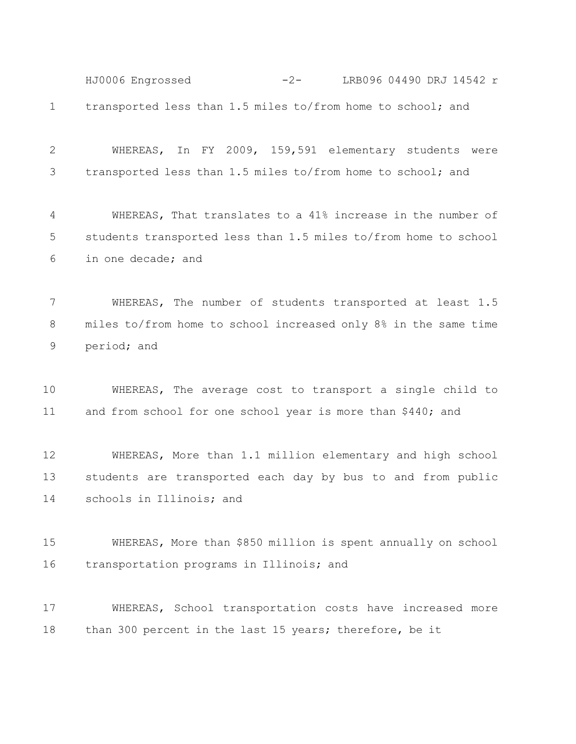transported less than 1.5 miles to/from home to school; and

WHEREAS, In FY 2009, 159,591 elementary students were transported less than 1.5 miles to/from home to school; and

WHEREAS, That translates to a 41% increase in the number of students transported less than 1.5 miles to/from home to school in one decade; and

WHEREAS, The number of students transported at least 1.5 miles to/from home to school increased only 8% in the same time period; and

WHEREAS, The average cost to transport a single child to and from school for one school year is more than $440; and

WHEREAS, More than 1.1 million elementary and high school students are transported each day by bus to and from public schools in Illinois; and

WHEREAS, More than $850 million is spent annually on school transportation programs in Illinois; and

WHEREAS, School transportation costs have increased more than 300 percent in the last 15 years; therefore, be it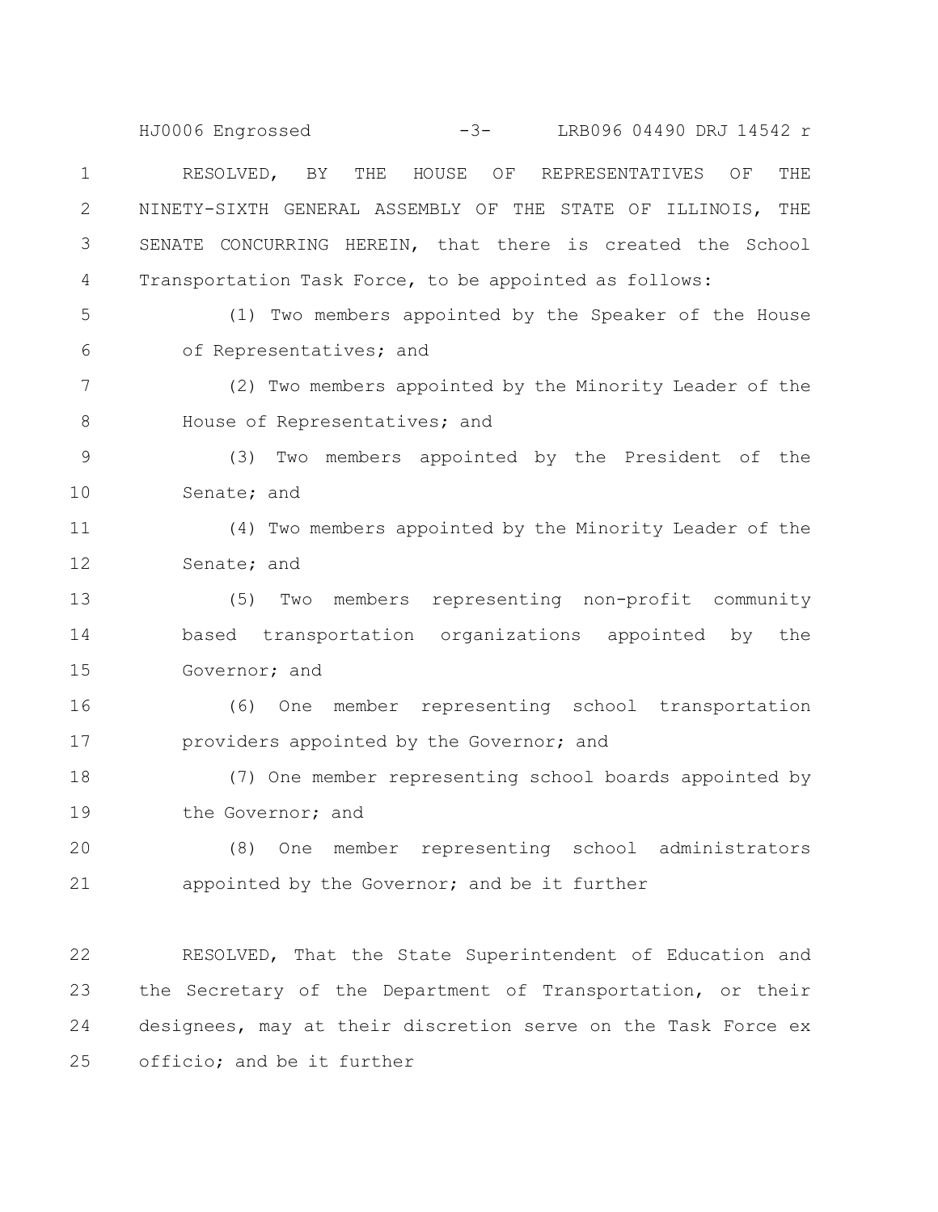RESOLVED, BY THE HOUSE OF REPRESENTATIVES OF THE NINETY-SIXTH GENERAL ASSEMBLY OF THE STATE OF ILLINOIS, THE SENATE CONCURRING HEREIN, that there is created the School Transportation Task Force, to be appointed as follows:

(1) Two members appointed by the Speaker of the House of Representatives; and

(2) Two members appointed by the Minority Leader of the House of Representatives; and

(3) Two members appointed by the President of the Senate; and

(4) Two members appointed by the Minority Leader of the Senate; and

(5) Two members representing non-profit community based transportation organizations appointed by the Governor; and

(6) One member representing school transportation providers appointed by the Governor; and

(7) One member representing school boards appointed by the Governor; and

(8) One member representing school administrators appointed by the Governor; and be it further

RESOLVED, That the State Superintendent of Education and the Secretary of the Department of Transportation, or their designees, may at their discretion serve on the Task Force ex officio; and be it further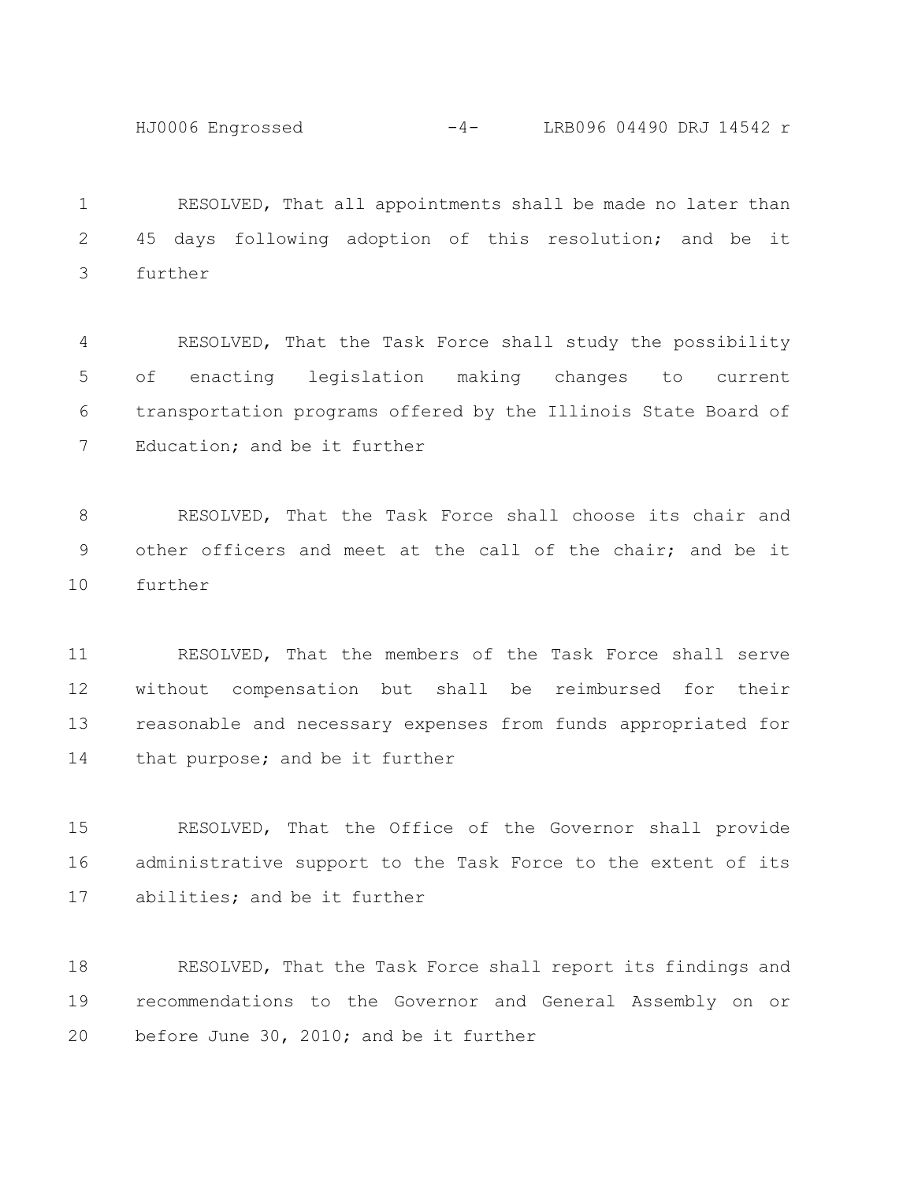RESOLVED, That all appointments shall be made no later than 45 days following adoption of this resolution; and be it further

RESOLVED, That the Task Force shall study the possibility of enacting legislation making changes to current transportation programs offered by the Illinois State Board of Education; and be it further

RESOLVED, That the Task Force shall choose its chair and other officers and meet at the call of the chair; and be it further

RESOLVED, That the members of the Task Force shall serve without compensation but shall be reimbursed for their reasonable and necessary expenses from funds appropriated for that purpose; and be it further

RESOLVED, That the Office of the Governor shall provide administrative support to the Task Force to the extent of its abilities; and be it further

RESOLVED, That the Task Force shall report its findings and recommendations to the Governor and General Assembly on or before June 30, 2010; and be it further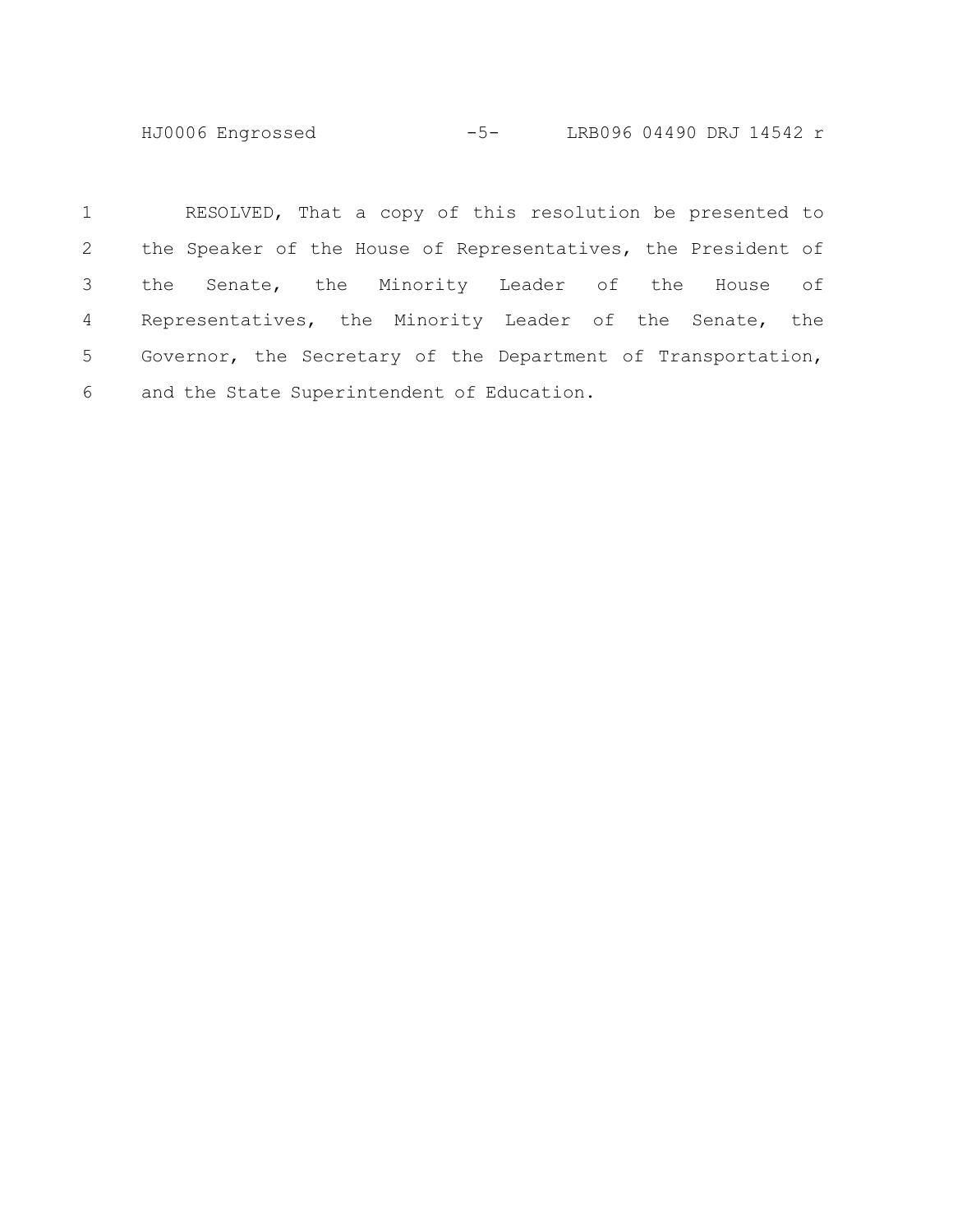RESOLVED, That a copy of this resolution be presented to the Speaker of the House of Representatives, the President of the Senate, the Minority Leader of the House of Representatives, the Minority Leader of the Senate, the Governor, the Secretary of the Department of Transportation, and the State Superintendent of Education.